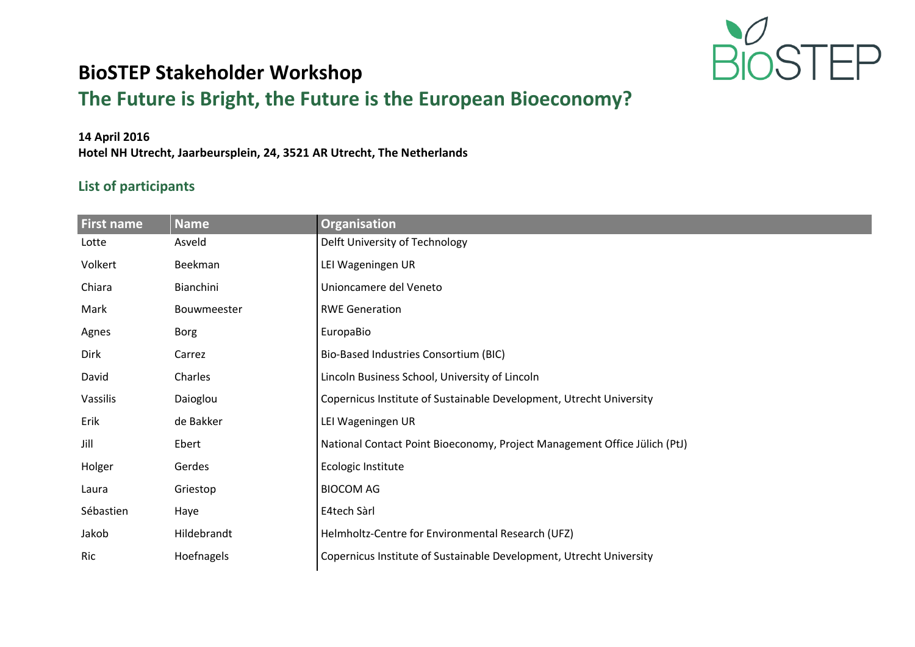# BioSTEP Stakeholder Workshop

## The Future is Bright, the Future is the European Bioeconomy?

**14 April 2016**
**Hotel NH Utrecht, Jaarbeursplein, 24, 3521 AR Utrecht, The Netherlands**

### List of participants

| First name | Name | Organisation |
|---|---|---|
| Lotte | Asveld | Delft University of Technology |
| Volkert | Beekman | LEI Wageningen UR |
| Chiara | Bianchini | Unioncamere del Veneto |
| Mark | Bouwmeester | RWE Generation |
| Agnes | Borg | EuropaBio |
| Dirk | Carrez | Bio-Based Industries Consortium (BIC) |
| David | Charles | Lincoln Business School, University of Lincoln |
| Vassilis | Daioglou | Copernicus Institute of Sustainable Development, Utrecht University |
| Erik | de Bakker | LEI Wageningen UR |
| Jill | Ebert | National Contact Point Bioeconomy, Project Management Office Jülich (PtJ) |
| Holger | Gerdes | Ecologic Institute |
| Laura | Griestop | BIOCOM AG |
| Sébastien | Haye | E4tech Sàrl |
| Jakob | Hildebrandt | Helmholtz-Centre for Environmental Research (UFZ) |
| Ric | Hoefnagels | Copernicus Institute of Sustainable Development, Utrecht University |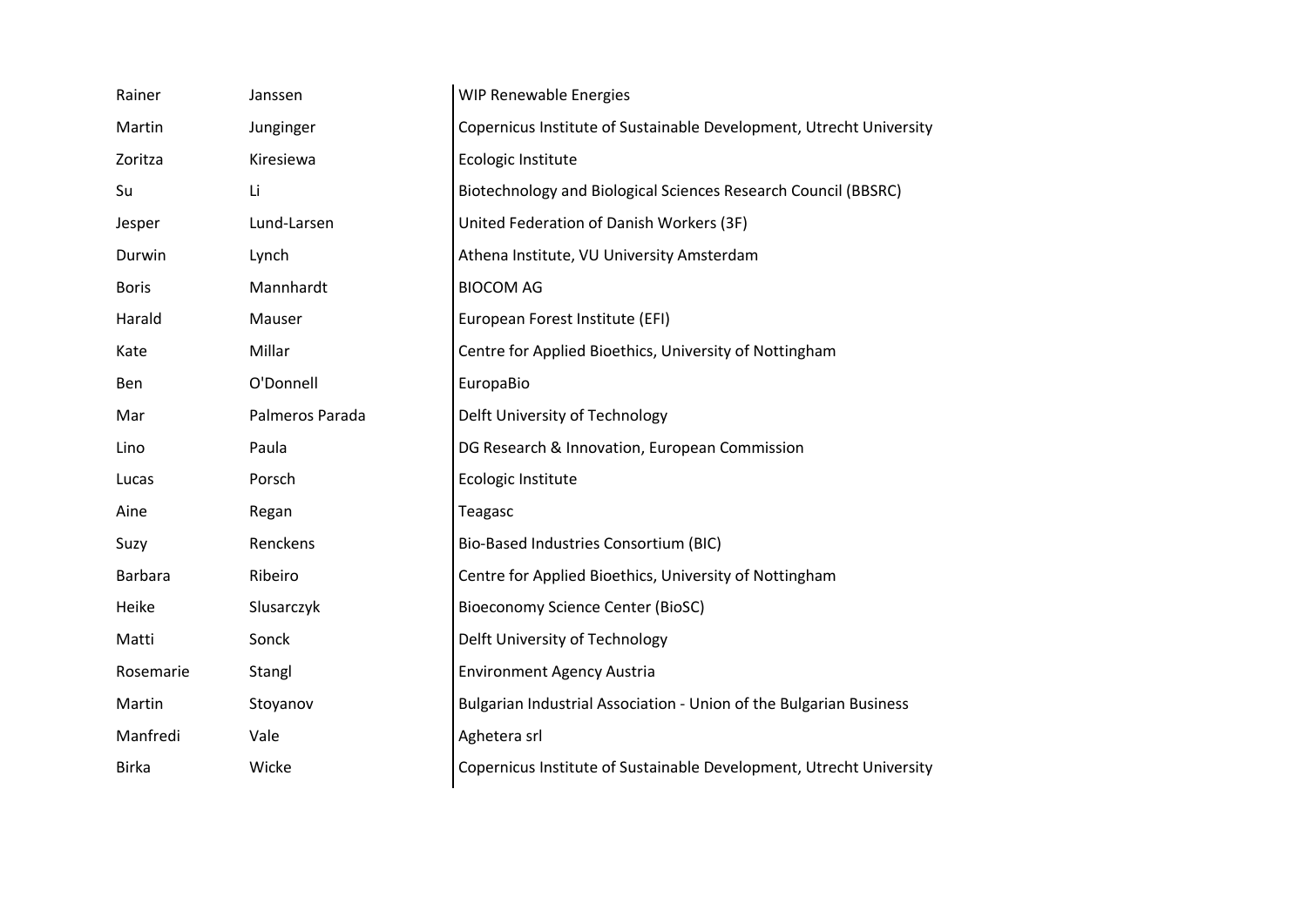| | | |
|---|---|---|
| Rainer | Janssen | WIP Renewable Energies |
| Martin | Junginger | Copernicus Institute of Sustainable Development, Utrecht University |
| Zoritza | Kiresiewa | Ecologic Institute |
| Su | Li | Biotechnology and Biological Sciences Research Council (BBSRC) |
| Jesper | Lund-Larsen | United Federation of Danish Workers (3F) |
| Durwin | Lynch | Athena Institute, VU University Amsterdam |
| Boris | Mannhardt | BIOCOM AG |
| Harald | Mauser | European Forest Institute (EFI) |
| Kate | Millar | Centre for Applied Bioethics, University of Nottingham |
| Ben | O'Donnell | EuropaBio |
| Mar | Palmeros Parada | Delft University of Technology |
| Lino | Paula | DG Research & Innovation, European Commission |
| Lucas | Porsch | Ecologic Institute |
| Aine | Regan | Teagasc |
| Suzy | Renckens | Bio-Based Industries Consortium (BIC) |
| Barbara | Ribeiro | Centre for Applied Bioethics, University of Nottingham |
| Heike | Slusarczyk | Bioeconomy Science Center (BioSC) |
| Matti | Sonck | Delft University of Technology |
| Rosemarie | Stangl | Environment Agency Austria |
| Martin | Stoyanov | Bulgarian Industrial Association - Union of the Bulgarian Business |
| Manfredi | Vale | Aghetera srl |
| Birka | Wicke | Copernicus Institute of Sustainable Development, Utrecht University |